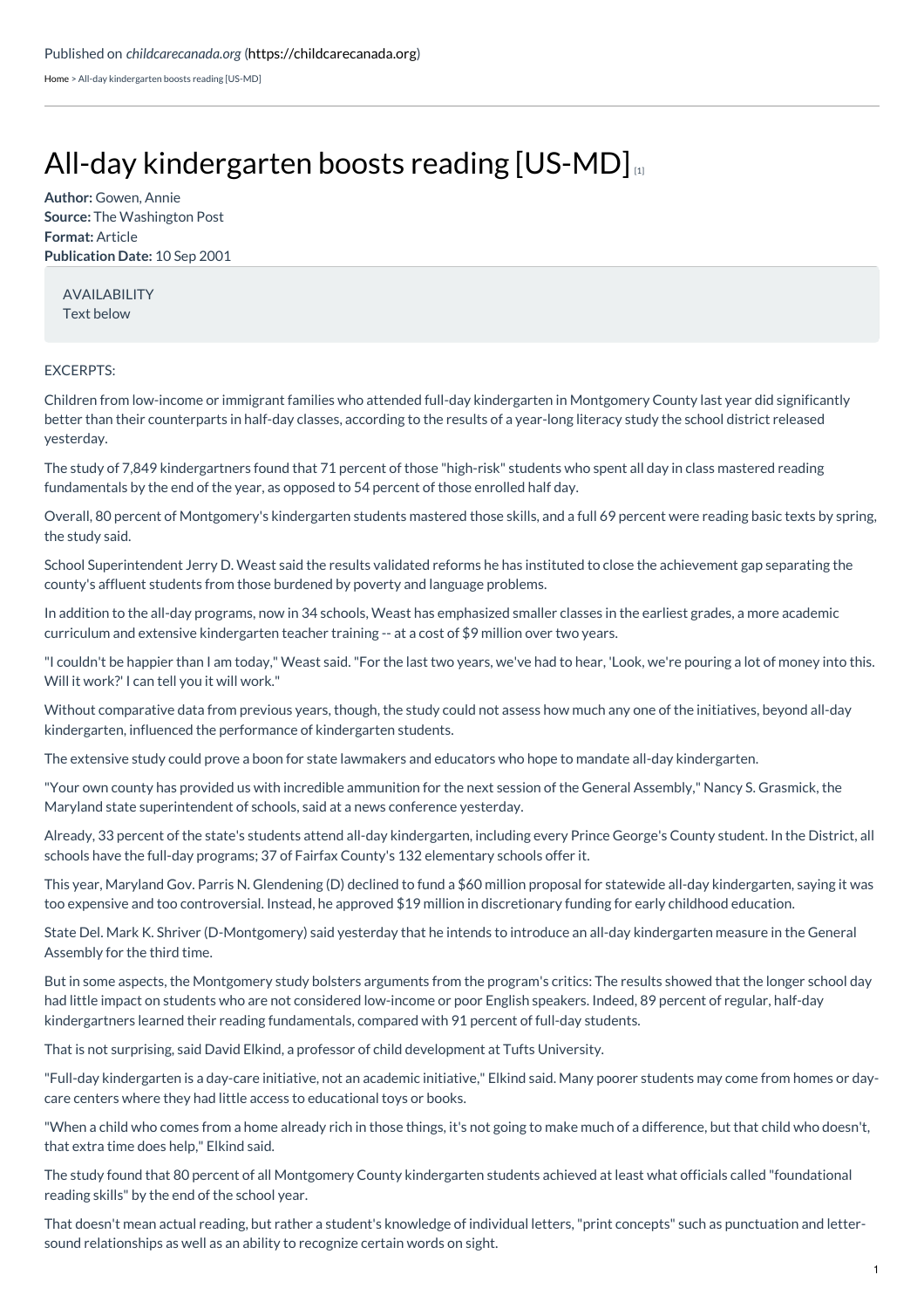Published on *childcarecanada.org* (https://childcarecanada.org)

Home > All-day kindergarten boosts reading [US-MD]

# All-day kindergarten boosts reading [US-MD] [1]

**Author:** Gowen, Annie
**Source:** The Washington Post
**Format:** Article
**Publication Date:** 10 Sep 2001

AVAILABILITY
Text below

EXCERPTS:

Children from low-income or immigrant families who attended full-day kindergarten in Montgomery County last year did significantly better than their counterparts in half-day classes, according to the results of a year-long literacy study the school district released yesterday.

The study of 7,849 kindergartners found that 71 percent of those "high-risk" students who spent all day in class mastered reading fundamentals by the end of the year, as opposed to 54 percent of those enrolled half day.

Overall, 80 percent of Montgomery's kindergarten students mastered those skills, and a full 69 percent were reading basic texts by spring, the study said.

School Superintendent Jerry D. Weast said the results validated reforms he has instituted to close the achievement gap separating the county's affluent students from those burdened by poverty and language problems.

In addition to the all-day programs, now in 34 schools, Weast has emphasized smaller classes in the earliest grades, a more academic curriculum and extensive kindergarten teacher training -- at a cost of $9 million over two years.

"I couldn't be happier than I am today," Weast said. "For the last two years, we've had to hear, 'Look, we're pouring a lot of money into this. Will it work?' I can tell you it will work."

Without comparative data from previous years, though, the study could not assess how much any one of the initiatives, beyond all-day kindergarten, influenced the performance of kindergarten students.

The extensive study could prove a boon for state lawmakers and educators who hope to mandate all-day kindergarten.

"Your own county has provided us with incredible ammunition for the next session of the General Assembly," Nancy S. Grasmick, the Maryland state superintendent of schools, said at a news conference yesterday.

Already, 33 percent of the state's students attend all-day kindergarten, including every Prince George's County student. In the District, all schools have the full-day programs; 37 of Fairfax County's 132 elementary schools offer it.

This year, Maryland Gov. Parris N. Glendening (D) declined to fund a $60 million proposal for statewide all-day kindergarten, saying it was too expensive and too controversial. Instead, he approved $19 million in discretionary funding for early childhood education.

State Del. Mark K. Shriver (D-Montgomery) said yesterday that he intends to introduce an all-day kindergarten measure in the General Assembly for the third time.

But in some aspects, the Montgomery study bolsters arguments from the program's critics: The results showed that the longer school day had little impact on students who are not considered low-income or poor English speakers. Indeed, 89 percent of regular, half-day kindergartners learned their reading fundamentals, compared with 91 percent of full-day students.

That is not surprising, said David Elkind, a professor of child development at Tufts University.

"Full-day kindergarten is a day-care initiative, not an academic initiative," Elkind said. Many poorer students may come from homes or day-care centers where they had little access to educational toys or books.

"When a child who comes from a home already rich in those things, it's not going to make much of a difference, but that child who doesn't, that extra time does help," Elkind said.

The study found that 80 percent of all Montgomery County kindergarten students achieved at least what officials called "foundational reading skills" by the end of the school year.

That doesn't mean actual reading, but rather a student's knowledge of individual letters, "print concepts" such as punctuation and letter-sound relationships as well as an ability to recognize certain words on sight.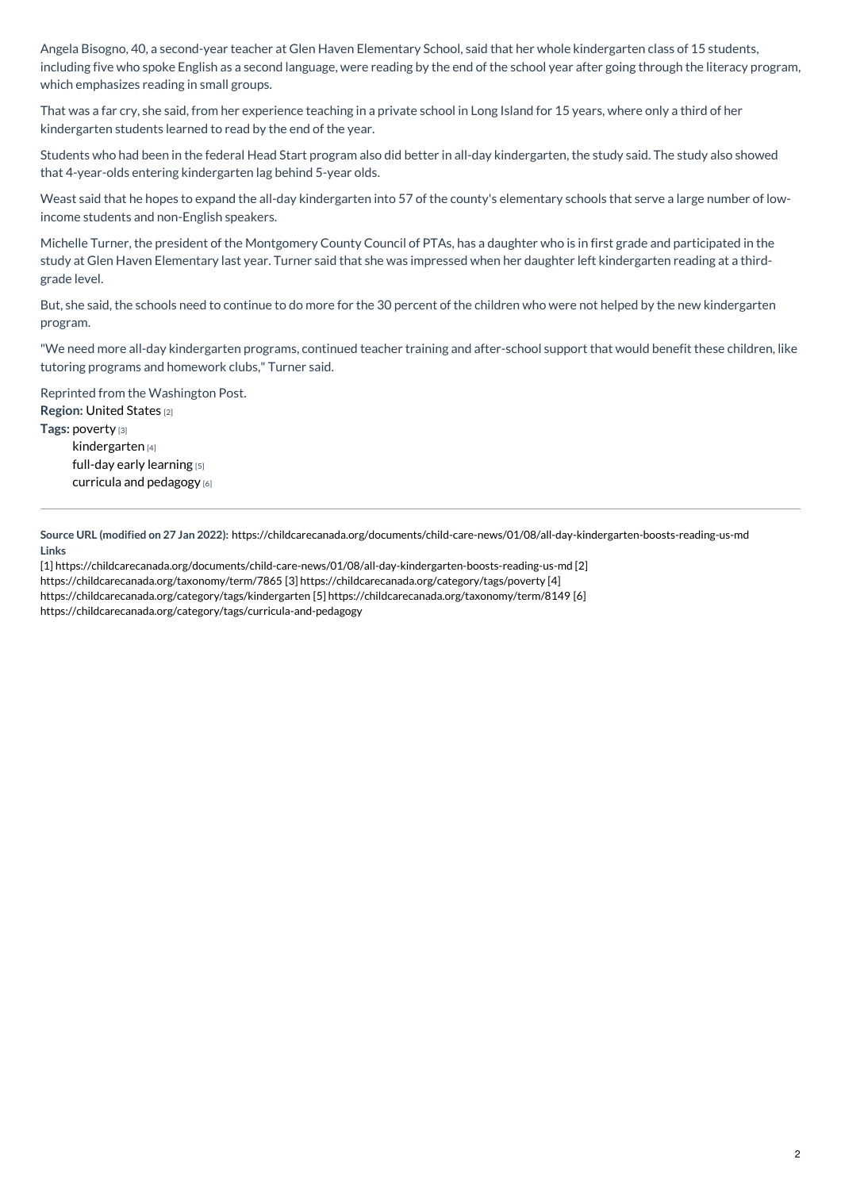Angela Bisogno, 40, a second-year teacher at Glen Haven Elementary School, said that her whole kindergarten class of 15 students, including five who spoke English as a second language, were reading by the end of the school year after going through the literacy program, which emphasizes reading in small groups.

That was a far cry, she said, from her experience teaching in a private school in Long Island for 15 years, where only a third of her kindergarten students learned to read by the end of the year.

Students who had been in the federal Head Start program also did better in all-day kindergarten, the study said. The study also showed that 4-year-olds entering kindergarten lag behind 5-year olds.

Weast said that he hopes to expand the all-day kindergarten into 57 of the county's elementary schools that serve a large number of low-income students and non-English speakers.

Michelle Turner, the president of the Montgomery County Council of PTAs, has a daughter who is in first grade and participated in the study at Glen Haven Elementary last year. Turner said that she was impressed when her daughter left kindergarten reading at a third-grade level.

But, she said, the schools need to continue to do more for the 30 percent of the children who were not helped by the new kindergarten program.

"We need more all-day kindergarten programs, continued teacher training and after-school support that would benefit these children, like tutoring programs and homework clubs," Turner said.

Reprinted from the Washington Post.

**Region:** United States [2]

**Tags:** poverty [3]
kindergarten [4]
full-day early learning [5]
curricula and pedagogy [6]

---

**Source URL (modified on 27 Jan 2022):** https://childcarecanada.org/documents/child-care-news/01/08/all-day-kindergarten-boosts-reading-us-md

**Links**

[1] https://childcarecanada.org/documents/child-care-news/01/08/all-day-kindergarten-boosts-reading-us-md [2] https://childcarecanada.org/taxonomy/term/7865 [3] https://childcarecanada.org/category/tags/poverty [4] https://childcarecanada.org/category/tags/kindergarten [5] https://childcarecanada.org/taxonomy/term/8149 [6] https://childcarecanada.org/category/tags/curricula-and-pedagogy